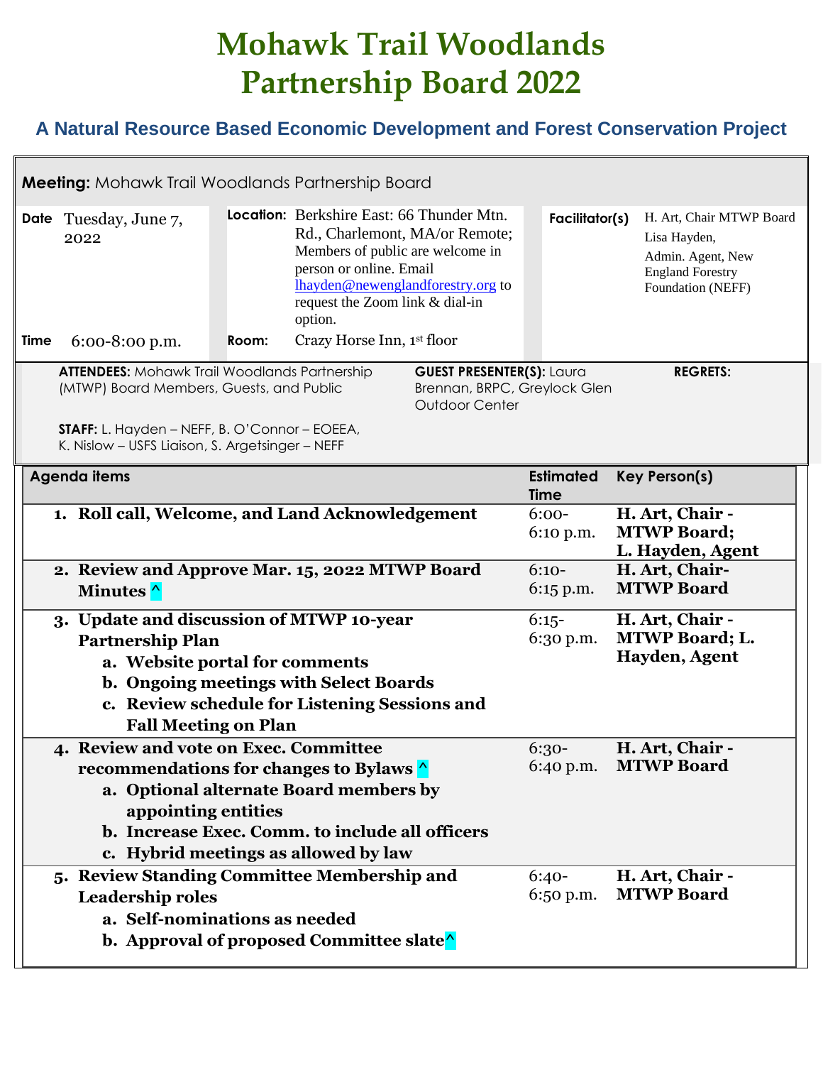# Mohawk Trail Woodlands Partnership Board 2022

## A Natural Resource Based Economic Development and Forest Conservation Project

**Meeting:** Mohawk Trail Woodlands Partnership Board

| | | | | | |
|---|---|---|---|---|---|
| **Date** | Tuesday, June 7, 2022 | **Location:** | Berkshire East: 66 Thunder Mtn. Rd., Charlemont, MA/or Remote; Members of public are welcome in person or online. Email lhayden@newenglandforestry.org to request the Zoom link & dial-in option. | **Facilitator(s)** | H. Art, Chair MTWP Board<br>Lisa Hayden, Admin. Agent, New England Forestry Foundation (NEFF) |
| **Time** | 6:00-8:00 p.m. | **Room:** | Crazy Horse Inn, 1st floor | | |

**ATTENDEES:** Mohawk Trail Woodlands Partnership (MTWP) Board Members, Guests, and Public

**GUEST PRESENTER(S):** Laura Brennan, BRPC, Greylock Glen Outdoor Center

**REGRETS:**

**STAFF:** L. Hayden – NEFF, B. O'Connor – EOEEA, K. Nislow – USFS Liaison, S. Argetsinger – NEFF

| Agenda items | Estimated Time | Key Person(s) |
|---|---|---|
| **1. Roll call, Welcome, and Land Acknowledgement** | 6:00-6:10 p.m. | **H. Art, Chair - MTWP Board; L. Hayden, Agent** |
| **2. Review and Approve Mar. 15, 2022 MTWP Board Minutes ^** | 6:10-6:15 p.m. | **H. Art, Chair- MTWP Board** |
| **3. Update and discussion of MTWP 10-year Partnership Plan**<br>**a. Website portal for comments**<br>**b. Ongoing meetings with Select Boards**<br>**c. Review schedule for Listening Sessions and Fall Meeting on Plan** | 6:15-6:30 p.m. | **H. Art, Chair - MTWP Board; L. Hayden, Agent** |
| **4. Review and vote on Exec. Committee recommendations for changes to Bylaws ^**<br>**a. Optional alternate Board members by appointing entities**<br>**b. Increase Exec. Comm. to include all officers**<br>**c. Hybrid meetings as allowed by law** | 6:30-6:40 p.m. | **H. Art, Chair - MTWP Board** |
| **5. Review Standing Committee Membership and Leadership roles**<br>**a. Self-nominations as needed**<br>**b. Approval of proposed Committee slate^** | 6:40-6:50 p.m. | **H. Art, Chair - MTWP Board** |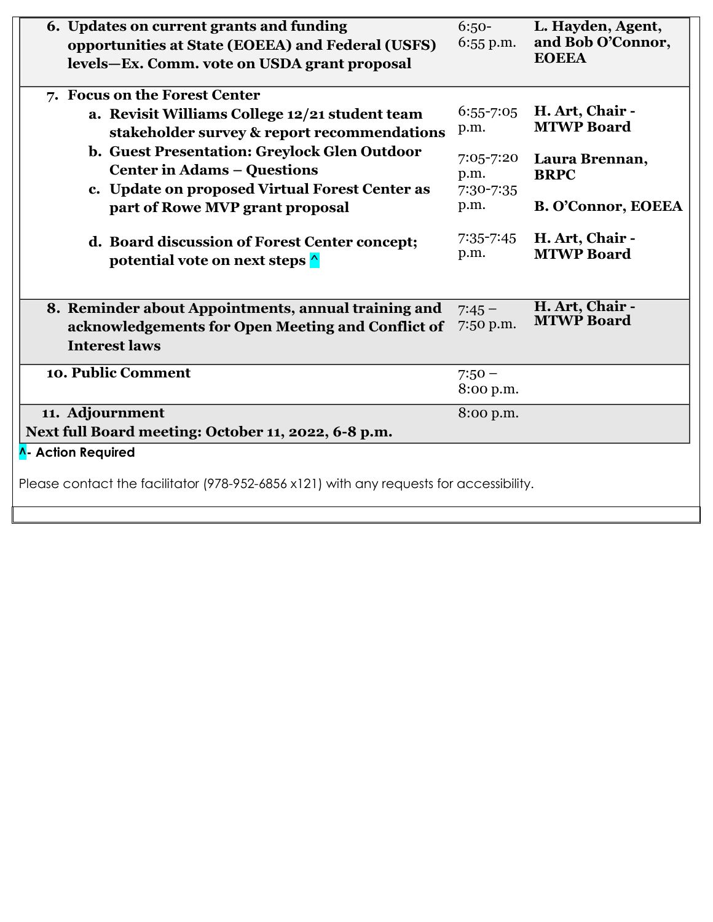| | | |
|---|---|---|
| **6. Updates on current grants and funding opportunities at State (EOEEA) and Federal (USFS) levels—Ex. Comm. vote on USDA grant proposal** | 6:50-6:55 p.m. | **L. Hayden, Agent, and Bob O'Connor, EOEEA** |
| **7. Focus on the Forest Center** | | |
| **a. Revisit Williams College 12/21 student team stakeholder survey & report recommendations** | 6:55-7:05 p.m. | **H. Art, Chair - MTWP Board** |
| **b. Guest Presentation: Greylock Glen Outdoor Center in Adams – Questions** | 7:05-7:20 p.m. | **Laura Brennan, BRPC** |
| **c. Update on proposed Virtual Forest Center as part of Rowe MVP grant proposal** | 7:30-7:35 p.m. | **B. O'Connor, EOEEA** |
| **d. Board discussion of Forest Center concept; potential vote on next steps ^** | 7:35-7:45 p.m. | **H. Art, Chair - MTWP Board** |
| **8. Reminder about Appointments, annual training and acknowledgements for Open Meeting and Conflict of Interest laws** | 7:45 – 7:50 p.m. | **H. Art, Chair - MTWP Board** |
| **10. Public Comment** | 7:50 – 8:00 p.m. | |
| **11. Adjournment** **Next full Board meeting: October 11, 2022, 6-8 p.m.** | 8:00 p.m. | |

**^- Action Required**

Please contact the facilitator (978-952-6856 x121) with any requests for accessibility.